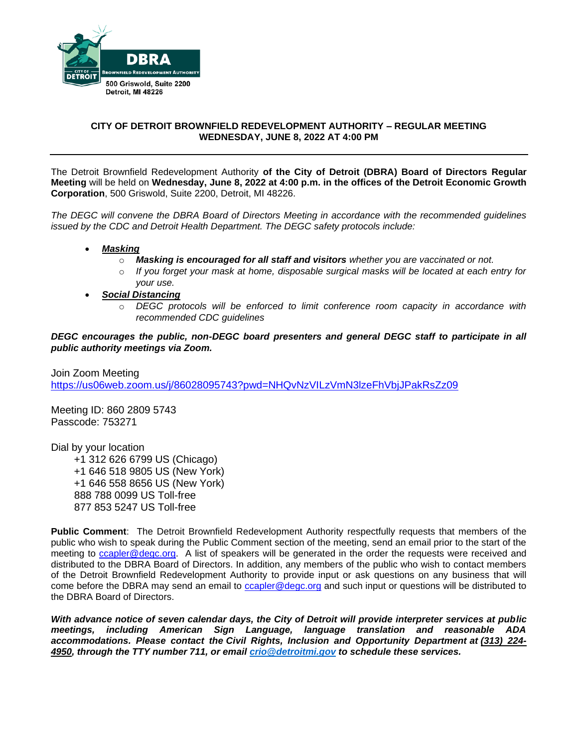DBRA
Brownfield Redevelopment Authority
City of Detroit
500 Griswold, Suite 2200
Detroit, MI 48226

## CITY OF DETROIT BROWNFIELD REDEVELOPMENT AUTHORITY – REGULAR MEETING
## WEDNESDAY, JUNE 8, 2022 AT 4:00 PM

---

The Detroit Brownfield Redevelopment Authority **of the City of Detroit (DBRA) Board of Directors Regular Meeting** will be held on **Wednesday, June 8, 2022 at 4:00 p.m. in the offices of the Detroit Economic Growth Corporation**, 500 Griswold, Suite 2200, Detroit, MI 48226.

*The DEGC will convene the DBRA Board of Directors Meeting in accordance with the recommended guidelines issued by the CDC and Detroit Health Department. The DEGC safety protocols include:*

- ***Masking***
  - ***Masking is encouraged for all staff and visitors*** *whether you are vaccinated or not.*
  - *If you forget your mask at home, disposable surgical masks will be located at each entry for your use.*
- ***Social Distancing***
  - *DEGC protocols will be enforced to limit conference room capacity in accordance with recommended CDC guidelines*

***DEGC encourages the public, non-DEGC board presenters and general DEGC staff to participate in all public authority meetings via Zoom.***

Join Zoom Meeting
https://us06web.zoom.us/j/86028095743?pwd=NHQvNzVILzVmN3lzeFhVbjJPakRsZz09

Meeting ID: 860 2809 5743
Passcode: 753271

Dial by your location
+1 312 626 6799 US (Chicago)
+1 646 518 9805 US (New York)
+1 646 558 8656 US (New York)
888 788 0099 US Toll-free
877 853 5247 US Toll-free

**Public Comment**: The Detroit Brownfield Redevelopment Authority respectfully requests that members of the public who wish to speak during the Public Comment section of the meeting, send an email prior to the start of the meeting to ccapler@degc.org. A list of speakers will be generated in the order the requests were received and distributed to the DBRA Board of Directors. In addition, any members of the public who wish to contact members of the Detroit Brownfield Redevelopment Authority to provide input or ask questions on any business that will come before the DBRA may send an email to ccapler@degc.org and such input or questions will be distributed to the DBRA Board of Directors.

***With advance notice of seven calendar days, the City of Detroit will provide interpreter services at public meetings, including American Sign Language, language translation and reasonable ADA accommodations. Please contact the Civil Rights, Inclusion and Opportunity Department at (313) 224-4950, through the TTY number 711, or email crio@detroitmi.gov to schedule these services.***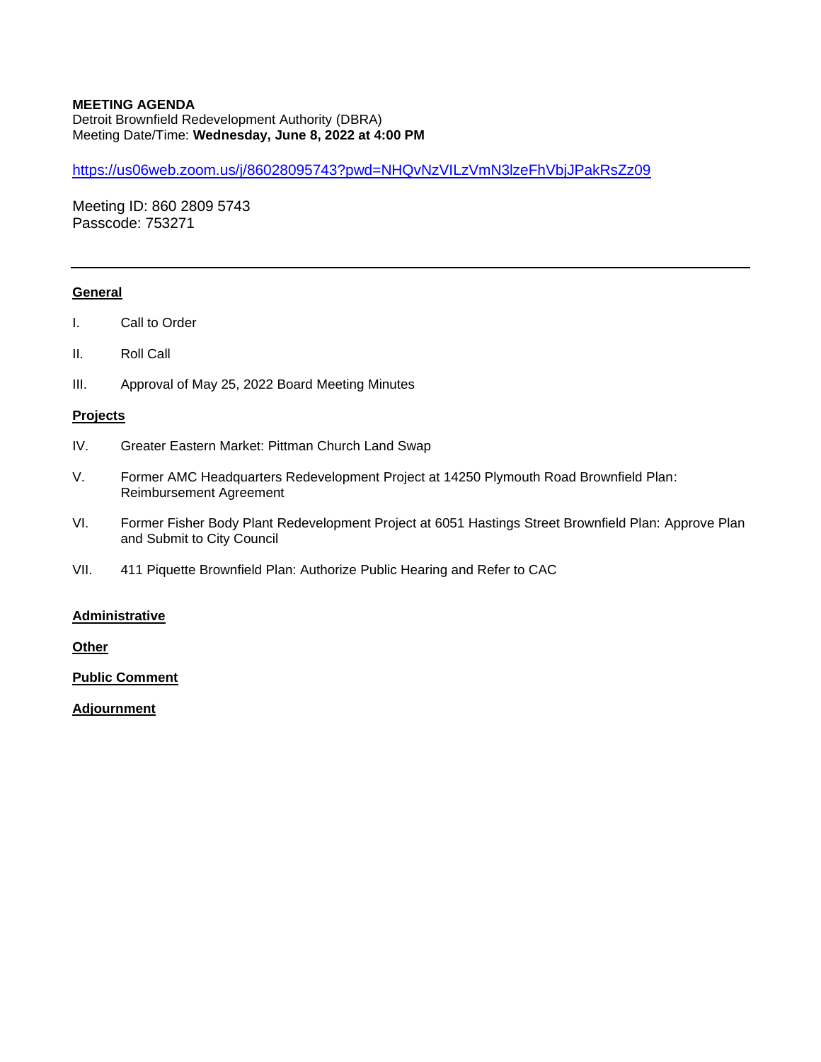**MEETING AGENDA**
Detroit Brownfield Redevelopment Authority (DBRA)
Meeting Date/Time: **Wednesday, June 8, 2022 at 4:00 PM**

https://us06web.zoom.us/j/86028095743?pwd=NHQvNzVILzVmN3lzeFhVbjJPakRsZz09

Meeting ID: 860 2809 5743
Passcode: 753271

---

**General**

I. Call to Order

II. Roll Call

III. Approval of May 25, 2022 Board Meeting Minutes

**Projects**

IV. Greater Eastern Market: Pittman Church Land Swap

V. Former AMC Headquarters Redevelopment Project at 14250 Plymouth Road Brownfield Plan: Reimbursement Agreement

VI. Former Fisher Body Plant Redevelopment Project at 6051 Hastings Street Brownfield Plan: Approve Plan and Submit to City Council

VII. 411 Piquette Brownfield Plan: Authorize Public Hearing and Refer to CAC

**Administrative**

**Other**

**Public Comment**

**Adjournment**